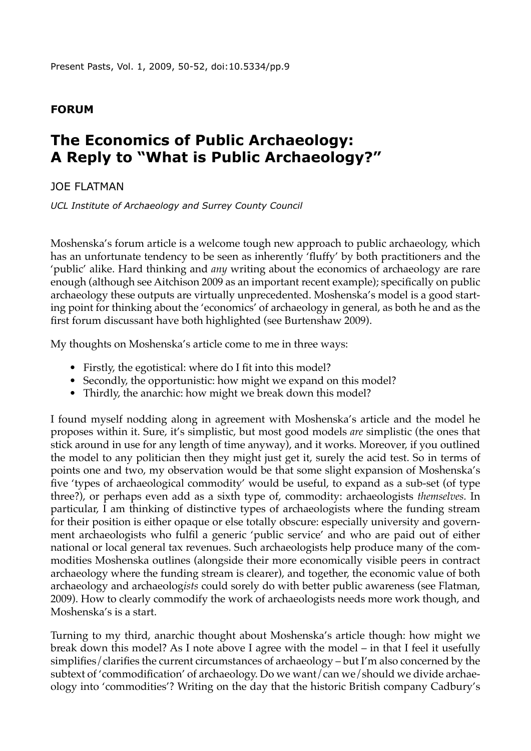**FORUM**

# The Economics of Public Archaeology: A Reply to "What is Public Archaeology?"

JOE FLATMAN

*UCL Institute of Archaeology and Surrey County Council*

Moshenska's forum article is a welcome tough new approach to public archaeology, which has an unfortunate tendency to be seen as inherently 'fluffy' by both practitioners and the 'public' alike. Hard thinking and *any* writing about the economics of archaeology are rare enough (although see Aitchison 2009 as an important recent example); specifically on public archaeology these outputs are virtually unprecedented. Moshenska's model is a good starting point for thinking about the 'economics' of archaeology in general, as both he and as the first forum discussant have both highlighted (see Burtenshaw 2009).

My thoughts on Moshenska's article come to me in three ways:

- Firstly, the egotistical: where do I fit into this model?
- Secondly, the opportunistic: how might we expand on this model?
- Thirdly, the anarchic: how might we break down this model?

I found myself nodding along in agreement with Moshenska's article and the model he proposes within it. Sure, it's simplistic, but most good models *are* simplistic (the ones that stick around in use for any length of time anyway), and it works. Moreover, if you outlined the model to any politician then they might just get it, surely the acid test. So in terms of points one and two, my observation would be that some slight expansion of Moshenska's five 'types of archaeological commodity' would be useful, to expand as a sub-set (of type three?), or perhaps even add as a sixth type of, commodity: archaeologists *themselves*. In particular, I am thinking of distinctive types of archaeologists where the funding stream for their position is either opaque or else totally obscure: especially university and government archaeologists who fulfil a generic 'public service' and who are paid out of either national or local general tax revenues. Such archaeologists help produce many of the commodities Moshenska outlines (alongside their more economically visible peers in contract archaeology where the funding stream is clearer), and together, the economic value of both archaeology and archaeolog*ists* could sorely do with better public awareness (see Flatman, 2009). How to clearly commodify the work of archaeologists needs more work though, and Moshenska's is a start.

Turning to my third, anarchic thought about Moshenska's article though: how might we break down this model? As I note above I agree with the model – in that I feel it usefully simplifies/clarifies the current circumstances of archaeology – but I'm also concerned by the subtext of 'commodification' of archaeology. Do we want/can we/should we divide archaeology into 'commodities'? Writing on the day that the historic British company Cadbury's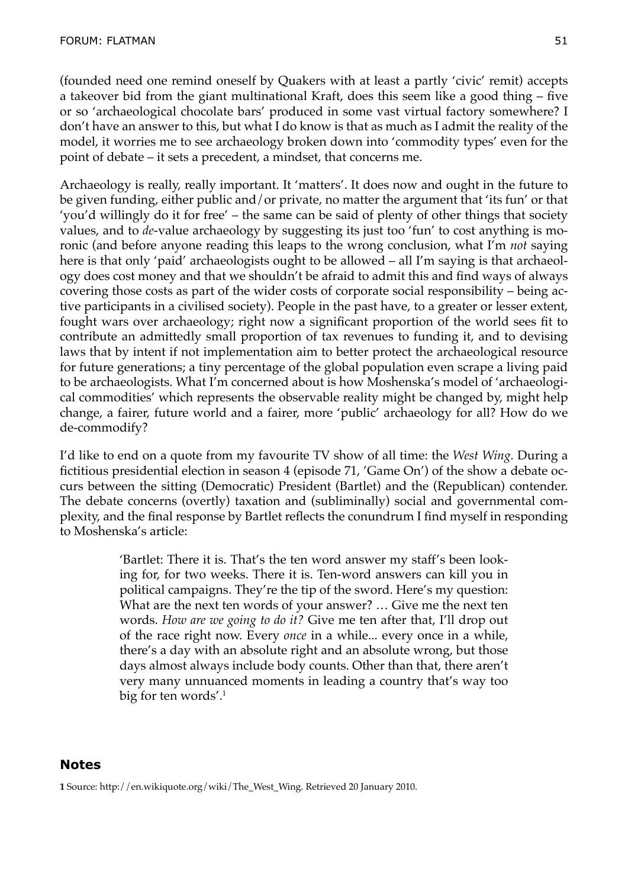(founded need one remind oneself by Quakers with at least a partly 'civic' remit) accepts a takeover bid from the giant multinational Kraft, does this seem like a good thing – five or so 'archaeological chocolate bars' produced in some vast virtual factory somewhere? I don't have an answer to this, but what I do know is that as much as I admit the reality of the model, it worries me to see archaeology broken down into 'commodity types' even for the point of debate – it sets a precedent, a mindset, that concerns me.

Archaeology is really, really important. It 'matters'. It does now and ought in the future to be given funding, either public and/or private, no matter the argument that 'its fun' or that 'you'd willingly do it for free' – the same can be said of plenty of other things that society values, and to *de*-value archaeology by suggesting its just too 'fun' to cost anything is moronic (and before anyone reading this leaps to the wrong conclusion, what I'm *not* saying here is that only 'paid' archaeologists ought to be allowed – all I'm saying is that archaeology does cost money and that we shouldn't be afraid to admit this and find ways of always covering those costs as part of the wider costs of corporate social responsibility – being active participants in a civilised society). People in the past have, to a greater or lesser extent, fought wars over archaeology; right now a significant proportion of the world sees fit to contribute an admittedly small proportion of tax revenues to funding it, and to devising laws that by intent if not implementation aim to better protect the archaeological resource for future generations; a tiny percentage of the global population even scrape a living paid to be archaeologists. What I'm concerned about is how Moshenska's model of 'archaeological commodities' which represents the observable reality might be changed by, might help change, a fairer, future world and a fairer, more 'public' archaeology for all? How do we de-commodify?

I'd like to end on a quote from my favourite TV show of all time: the *West Wing*. During a fictitious presidential election in season 4 (episode 71, 'Game On') of the show a debate occurs between the sitting (Democratic) President (Bartlet) and the (Republican) contender. The debate concerns (overtly) taxation and (subliminally) social and governmental complexity, and the final response by Bartlet reflects the conundrum I find myself in responding to Moshenska's article:

> 'Bartlet: There it is. That's the ten word answer my staff's been looking for, for two weeks. There it is. Ten-word answers can kill you in political campaigns. They're the tip of the sword. Here's my question: What are the next ten words of your answer? … Give me the next ten words. *How are we going to do it?* Give me ten after that, I'll drop out of the race right now. Every *once* in a while... every once in a while, there's a day with an absolute right and an absolute wrong, but those days almost always include body counts. Other than that, there aren't very many unnuanced moments in leading a country that's way too big for ten words'.[1]

## Notes

**1** Source: http://en.wikiquote.org/wiki/The_West_Wing. Retrieved 20 January 2010.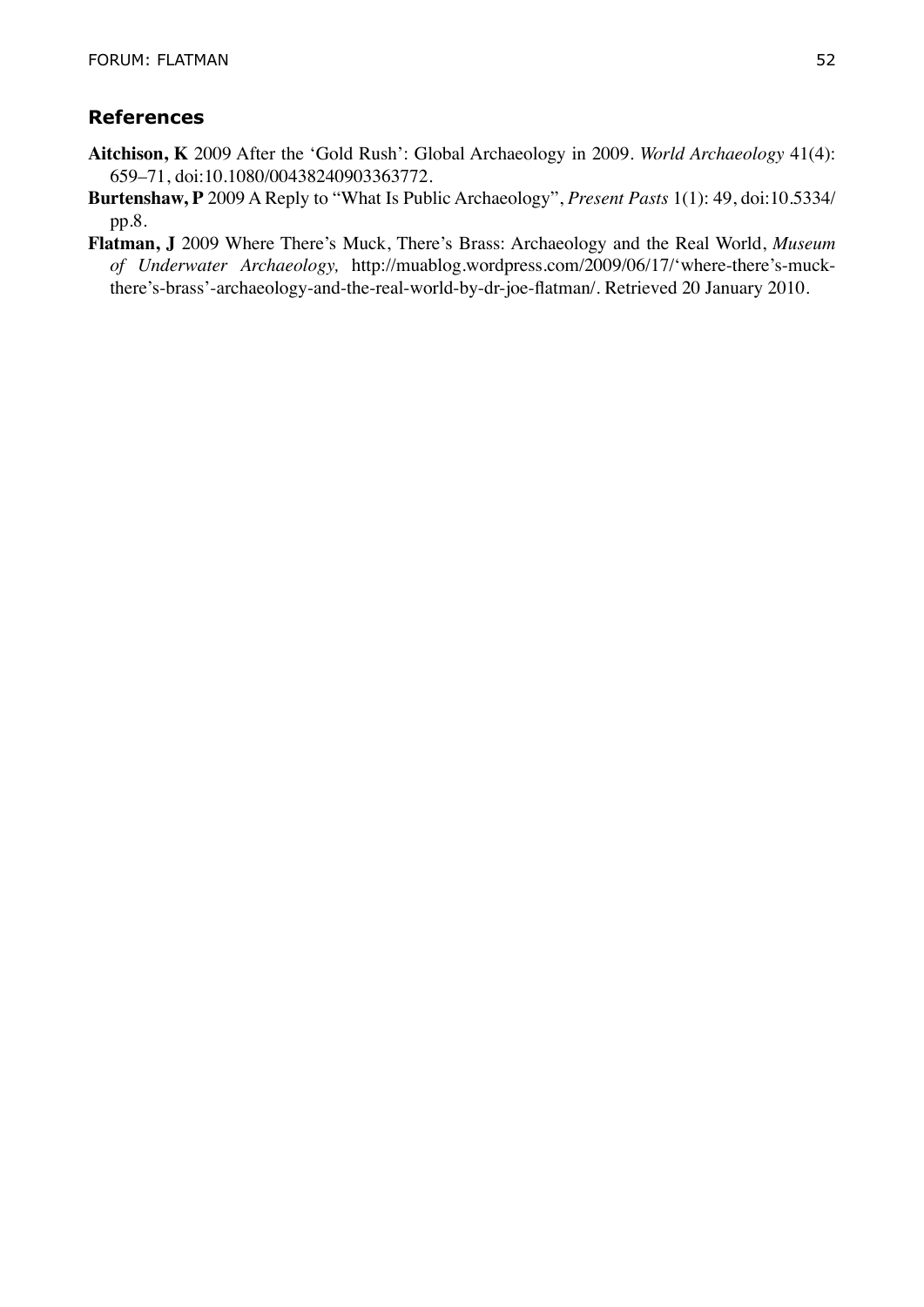## References

**Aitchison, K** 2009 After the 'Gold Rush': Global Archaeology in 2009. *World Archaeology* 41(4): 659–71, doi:10.1080/00438240903363772.

**Burtenshaw, P** 2009 A Reply to "What Is Public Archaeology", *Present Pasts* 1(1): 49, doi:10.5334/pp.8.

**Flatman, J** 2009 Where There's Muck, There's Brass: Archaeology and the Real World, *Museum of Underwater Archaeology,* http://muablog.wordpress.com/2009/06/17/'where-there's-muck-there's-brass'-archaeology-and-the-real-world-by-dr-joe-flatman/. Retrieved 20 January 2010.